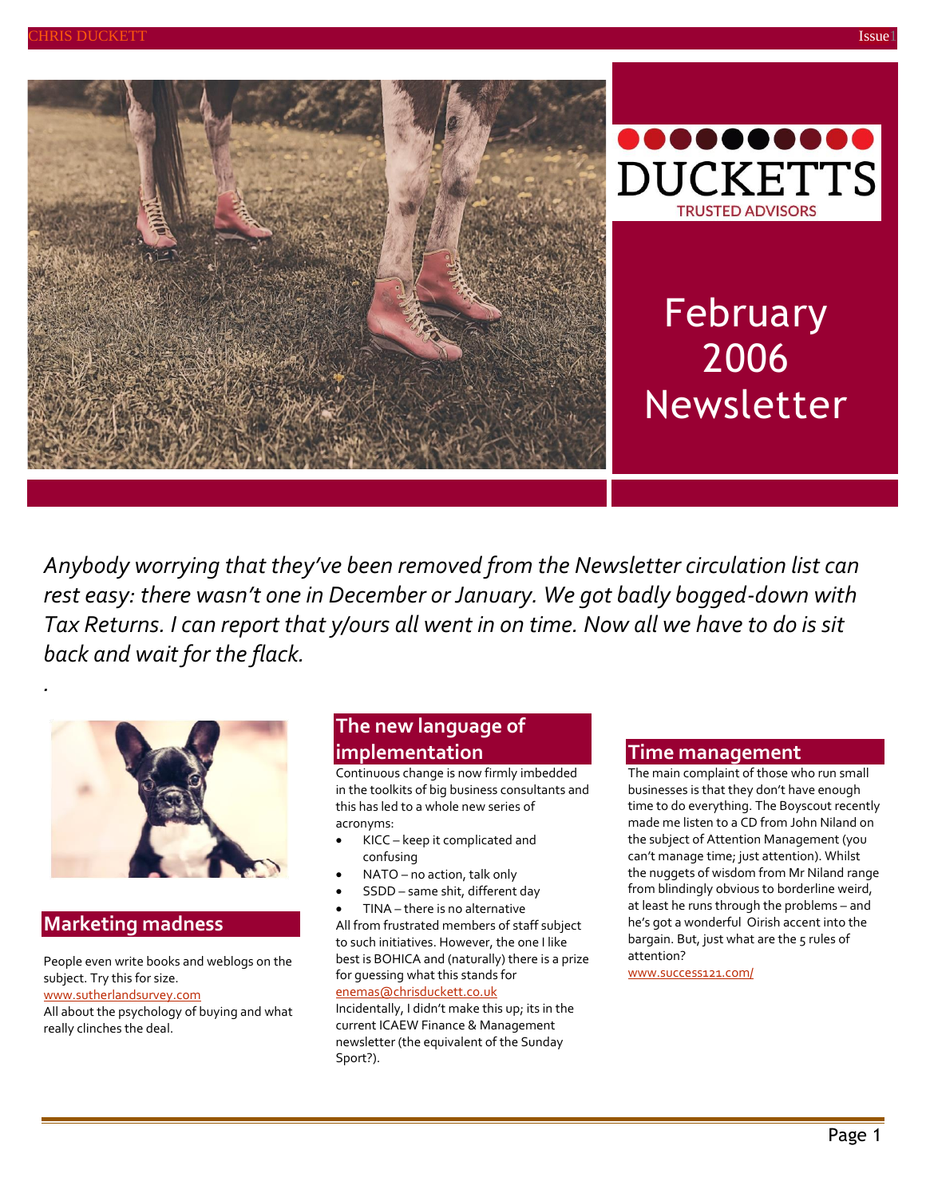DUCKETTS

TRUSTED ADVISORS

# February 2006 Newsletter

*Anybody worrying that they've been removed from the Newsletter circulation list can rest easy: there wasn't one in December or January. We got badly bogged-down with Tax Returns. I can report that y/ours all went in on time. Now all we have to do is sit back and wait for the flack.*

.

## Marketing madness

People even write books and weblogs on the subject. Try this for size.
www.sutherlandsurvey.com
All about the psychology of buying and what really clinches the deal.

## The new language of implementation

Continuous change is now firmly imbedded in the toolkits of big business consultants and this has led to a whole new series of acronyms:

- KICC – keep it complicated and confusing
- NATO – no action, talk only
- SSDD – same shit, different day
- TINA – there is no alternative

All from frustrated members of staff subject to such initiatives. However, the one I like best is BOHICA and (naturally) there is a prize for guessing what this stands for
enemas@chrisduckett.co.uk
Incidentally, I didn't make this up; its in the current ICAEW Finance & Management newsletter (the equivalent of the Sunday Sport?).

## Time management

The main complaint of those who run small businesses is that they don't have enough time to do everything. The Boyscout recently made me listen to a CD from John Niland on the subject of Attention Management (you can't manage time; just attention). Whilst the nuggets of wisdom from Mr Niland range from blindingly obvious to borderline weird, at least he runs through the problems – and he's got a wonderful Oirish accent into the bargain. But, just what are the 5 rules of attention?
www.success121.com/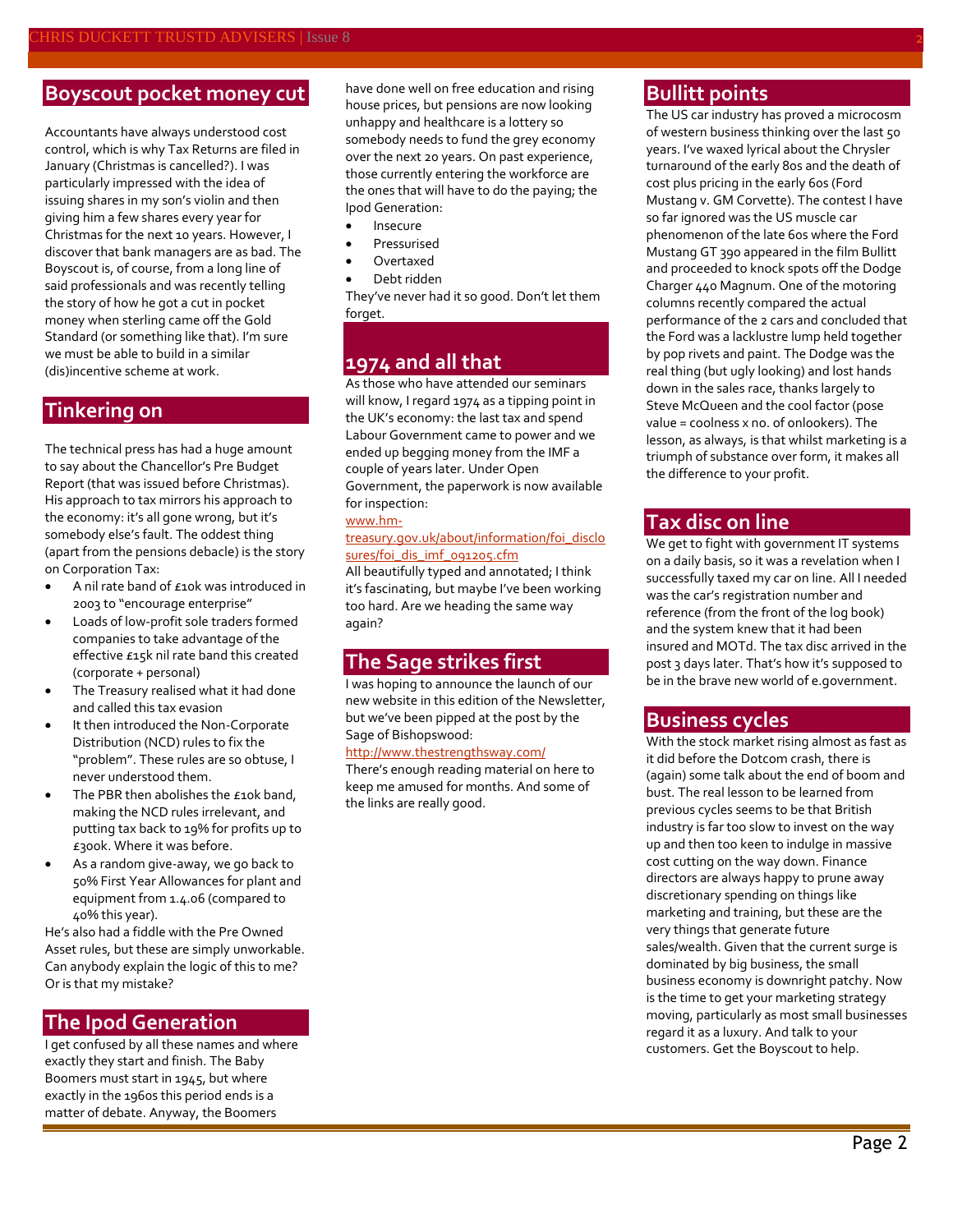## Boyscout pocket money cut

Accountants have always understood cost control, which is why Tax Returns are filed in January (Christmas is cancelled?). I was particularly impressed with the idea of issuing shares in my son's violin and then giving him a few shares every year for Christmas for the next 10 years. However, I discover that bank managers are as bad. The Boyscout is, of course, from a long line of said professionals and was recently telling the story of how he got a cut in pocket money when sterling came off the Gold Standard (or something like that). I'm sure we must be able to build in a similar (dis)incentive scheme at work.

## Tinkering on

The technical press has had a huge amount to say about the Chancellor's Pre Budget Report (that was issued before Christmas). His approach to tax mirrors his approach to the economy: it's all gone wrong, but it's somebody else's fault. The oddest thing (apart from the pensions debacle) is the story on Corporation Tax:

- A nil rate band of £10k was introduced in 2003 to "encourage enterprise"
- Loads of low-profit sole traders formed companies to take advantage of the effective £15k nil rate band this created (corporate + personal)
- The Treasury realised what it had done and called this tax evasion
- It then introduced the Non-Corporate Distribution (NCD) rules to fix the "problem". These rules are so obtuse, I never understood them.
- The PBR then abolishes the £10k band, making the NCD rules irrelevant, and putting tax back to 19% for profits up to £300k. Where it was before.
- As a random give-away, we go back to 50% First Year Allowances for plant and equipment from 1.4.06 (compared to 40% this year).

He's also had a fiddle with the Pre Owned Asset rules, but these are simply unworkable. Can anybody explain the logic of this to me? Or is that my mistake?

## The Ipod Generation

I get confused by all these names and where exactly they start and finish. The Baby Boomers must start in 1945, but where exactly in the 1960s this period ends is a matter of debate. Anyway, the Boomers have done well on free education and rising house prices, but pensions are now looking unhappy and healthcare is a lottery so somebody needs to fund the grey economy over the next 20 years. On past experience, those currently entering the workforce are the ones that will have to do the paying; the Ipod Generation:

- Insecure
- Pressurised
- Overtaxed
- Debt ridden

They've never had it so good. Don't let them forget.

## 1974 and all that

As those who have attended our seminars will know, I regard 1974 as a tipping point in the UK's economy: the last tax and spend Labour Government came to power and we ended up begging money from the IMF a couple of years later. Under Open Government, the paperwork is now available for inspection:

www.hm-treasury.gov.uk/about/information/foi_disclosures/foi_dis_imf_091205.cfm

All beautifully typed and annotated; I think it's fascinating, but maybe I've been working too hard. Are we heading the same way again?

## The Sage strikes first

I was hoping to announce the launch of our new website in this edition of the Newsletter, but we've been pipped at the post by the Sage of Bishopswood:

http://www.thestrengthsway.com/

There's enough reading material on here to keep me amused for months. And some of the links are really good.

## Bullitt points

The US car industry has proved a microcosm of western business thinking over the last 50 years. I've waxed lyrical about the Chrysler turnaround of the early 80s and the death of cost plus pricing in the early 60s (Ford Mustang v. GM Corvette). The contest I have so far ignored was the US muscle car phenomenon of the late 60s where the Ford Mustang GT 390 appeared in the film Bullitt and proceeded to knock spots off the Dodge Charger 440 Magnum. One of the motoring columns recently compared the actual performance of the 2 cars and concluded that the Ford was a lacklustre lump held together by pop rivets and paint. The Dodge was the real thing (but ugly looking) and lost hands down in the sales race, thanks largely to Steve McQueen and the cool factor (pose value = coolness x no. of onlookers). The lesson, as always, is that whilst marketing is a triumph of substance over form, it makes all the difference to your profit.

## Tax disc on line

We get to fight with government IT systems on a daily basis, so it was a revelation when I successfully taxed my car on line. All I needed was the car's registration number and reference (from the front of the log book) and the system knew that it had been insured and MOTd. The tax disc arrived in the post 3 days later. That's how it's supposed to be in the brave new world of e.government.

## Business cycles

With the stock market rising almost as fast as it did before the Dotcom crash, there is (again) some talk about the end of boom and bust. The real lesson to be learned from previous cycles seems to be that British industry is far too slow to invest on the way up and then too keen to indulge in massive cost cutting on the way down. Finance directors are always happy to prune away discretionary spending on things like marketing and training, but these are the very things that generate future sales/wealth. Given that the current surge is dominated by big business, the small business economy is downright patchy. Now is the time to get your marketing strategy moving, particularly as most small businesses regard it as a luxury. And talk to your customers. Get the Boyscout to help.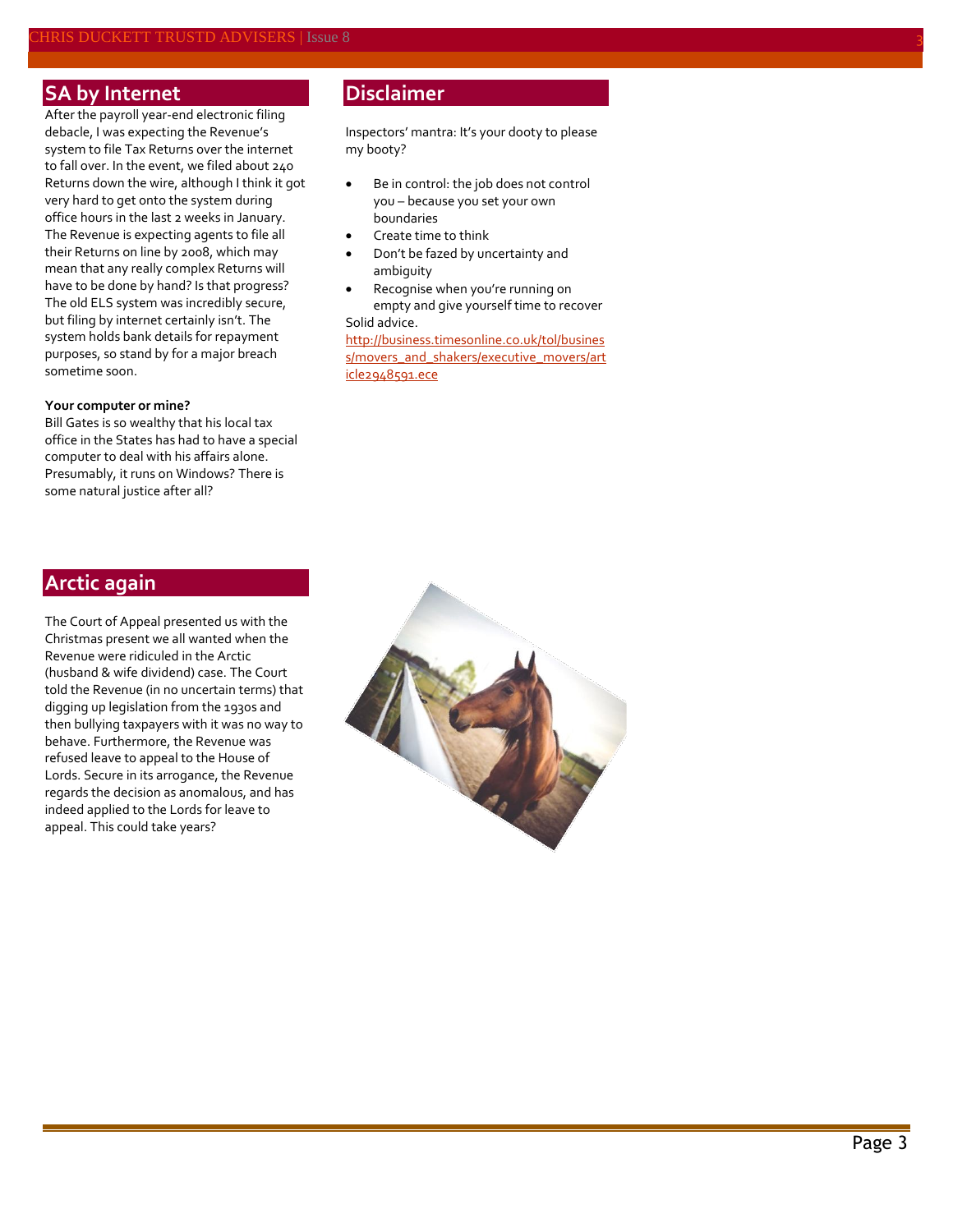## SA by Internet

After the payroll year-end electronic filing debacle, I was expecting the Revenue's system to file Tax Returns over the internet to fall over. In the event, we filed about 240 Returns down the wire, although I think it got very hard to get onto the system during office hours in the last 2 weeks in January. The Revenue is expecting agents to file all their Returns on line by 2008, which may mean that any really complex Returns will have to be done by hand? Is that progress? The old ELS system was incredibly secure, but filing by internet certainly isn't. The system holds bank details for repayment purposes, so stand by for a major breach sometime soon.

**Your computer or mine?**

Bill Gates is so wealthy that his local tax office in the States has had to have a special computer to deal with his affairs alone. Presumably, it runs on Windows? There is some natural justice after all?

## Disclaimer

Inspectors' mantra: It's your dooty to please my booty?

- Be in control: the job does not control you – because you set your own boundaries
- Create time to think
- Don't be fazed by uncertainty and ambiguity
- Recognise when you're running on empty and give yourself time to recover

Solid advice.

http://business.timesonline.co.uk/tol/business/movers_and_shakers/executive_movers/article2948591.ece

## Arctic again

The Court of Appeal presented us with the Christmas present we all wanted when the Revenue were ridiculed in the Arctic (husband & wife dividend) case. The Court told the Revenue (in no uncertain terms) that digging up legislation from the 1930s and then bullying taxpayers with it was no way to behave. Furthermore, the Revenue was refused leave to appeal to the House of Lords. Secure in its arrogance, the Revenue regards the decision as anomalous, and has indeed applied to the Lords for leave to appeal. This could take years?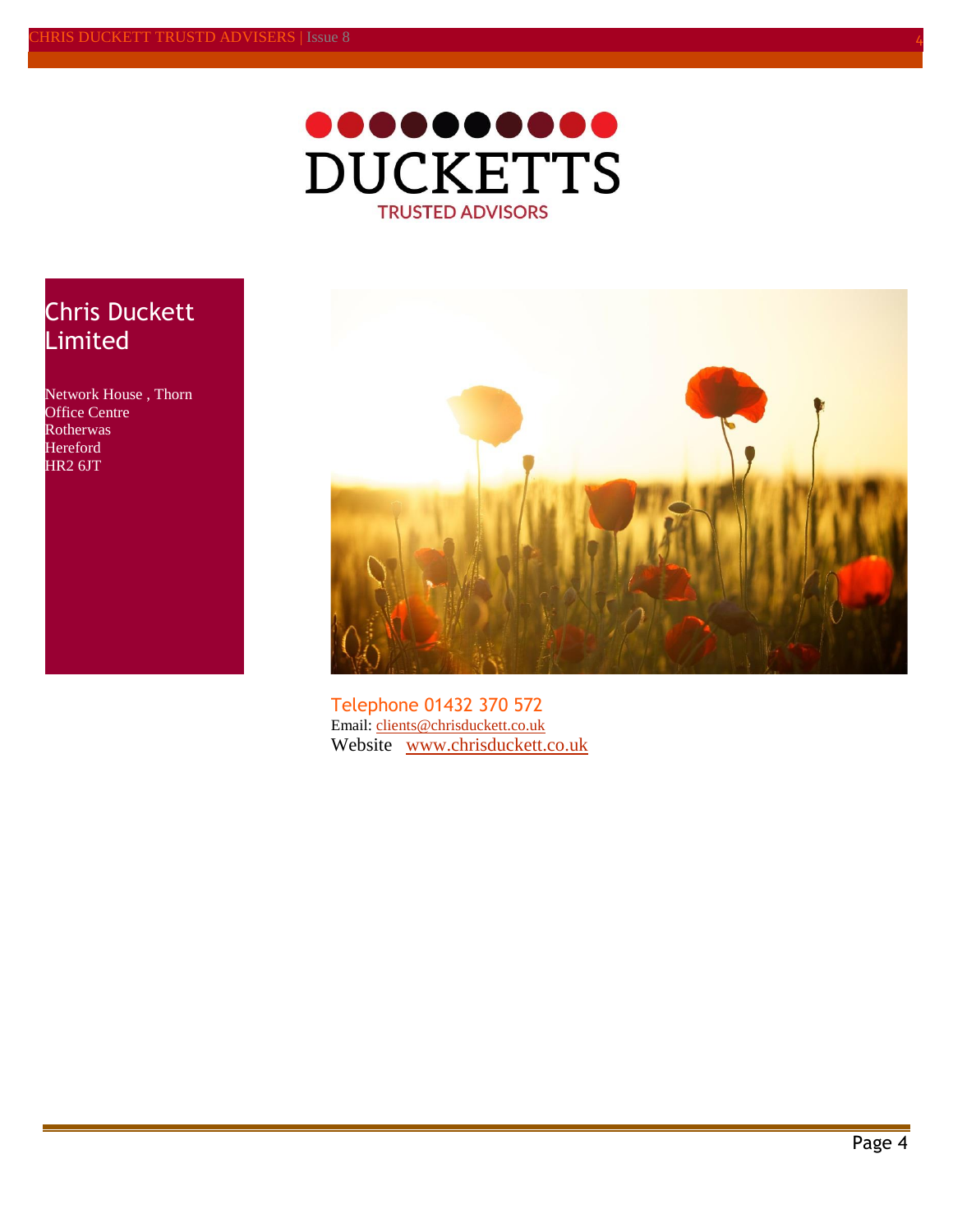DUCKETTS

TRUSTED ADVISORS

## Chris Duckett Limited

Network House , Thorn Office Centre
Rotherwas
Hereford
HR2 6JT

Telephone 01432 370 572
Email: clients@chrisduckett.co.uk
Website www.chrisduckett.co.uk